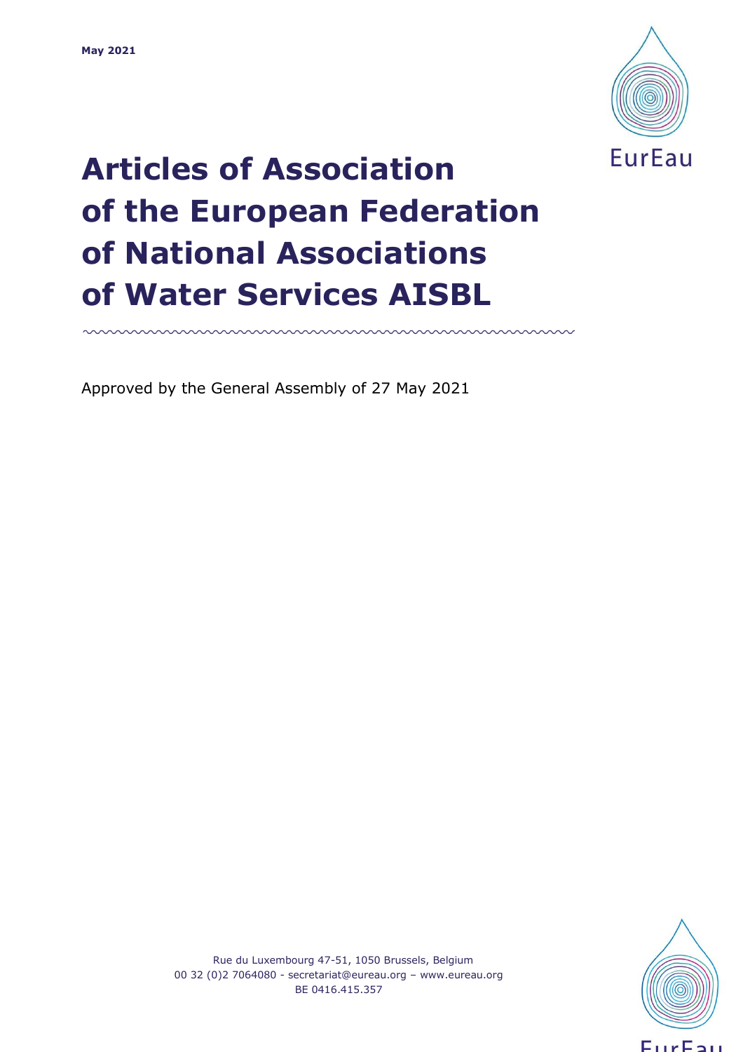May 2021

# Articles of Association of the European Federation of National Associations of Water Services AISBL

Approved by the General Assembly of 27 May 2021

Rue du Luxembourg 47-51, 1050 Brussels, Belgium
00 32 (0)2 7064080 - secretariat@eureau.org – www.eureau.org
BE 0416.415.357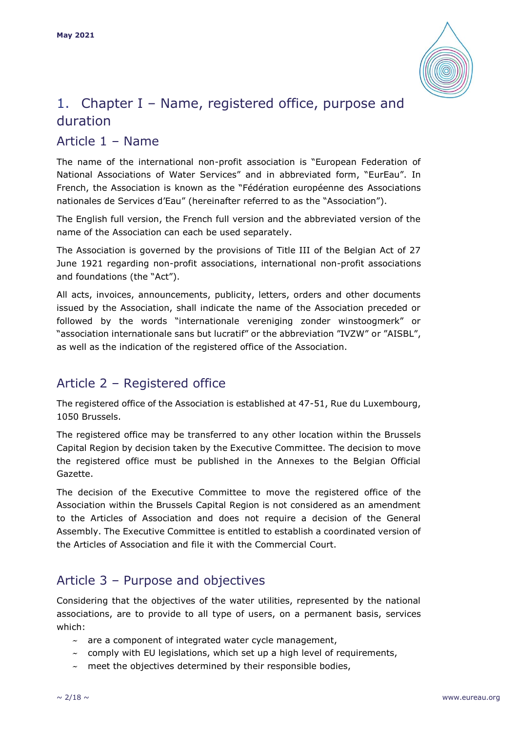# 1. Chapter I – Name, registered office, purpose and duration

## Article 1 – Name

The name of the international non-profit association is "European Federation of National Associations of Water Services" and in abbreviated form, "EurEau". In French, the Association is known as the "Fédération européenne des Associations nationales de Services d'Eau" (hereinafter referred to as the "Association").

The English full version, the French full version and the abbreviated version of the name of the Association can each be used separately.

The Association is governed by the provisions of Title III of the Belgian Act of 27 June 1921 regarding non-profit associations, international non-profit associations and foundations (the "Act").

All acts, invoices, announcements, publicity, letters, orders and other documents issued by the Association, shall indicate the name of the Association preceded or followed by the words "internationale vereniging zonder winstoogmerk" or "association internationale sans but lucratif" or the abbreviation "IVZW" or "AISBL", as well as the indication of the registered office of the Association.

## Article 2 – Registered office

The registered office of the Association is established at 47-51, Rue du Luxembourg, 1050 Brussels.

The registered office may be transferred to any other location within the Brussels Capital Region by decision taken by the Executive Committee. The decision to move the registered office must be published in the Annexes to the Belgian Official Gazette.

The decision of the Executive Committee to move the registered office of the Association within the Brussels Capital Region is not considered as an amendment to the Articles of Association and does not require a decision of the General Assembly. The Executive Committee is entitled to establish a coordinated version of the Articles of Association and file it with the Commercial Court.

## Article 3 – Purpose and objectives

Considering that the objectives of the water utilities, represented by the national associations, are to provide to all type of users, on a permanent basis, services which:

- are a component of integrated water cycle management,
- comply with EU legislations, which set up a high level of requirements,
- meet the objectives determined by their responsible bodies,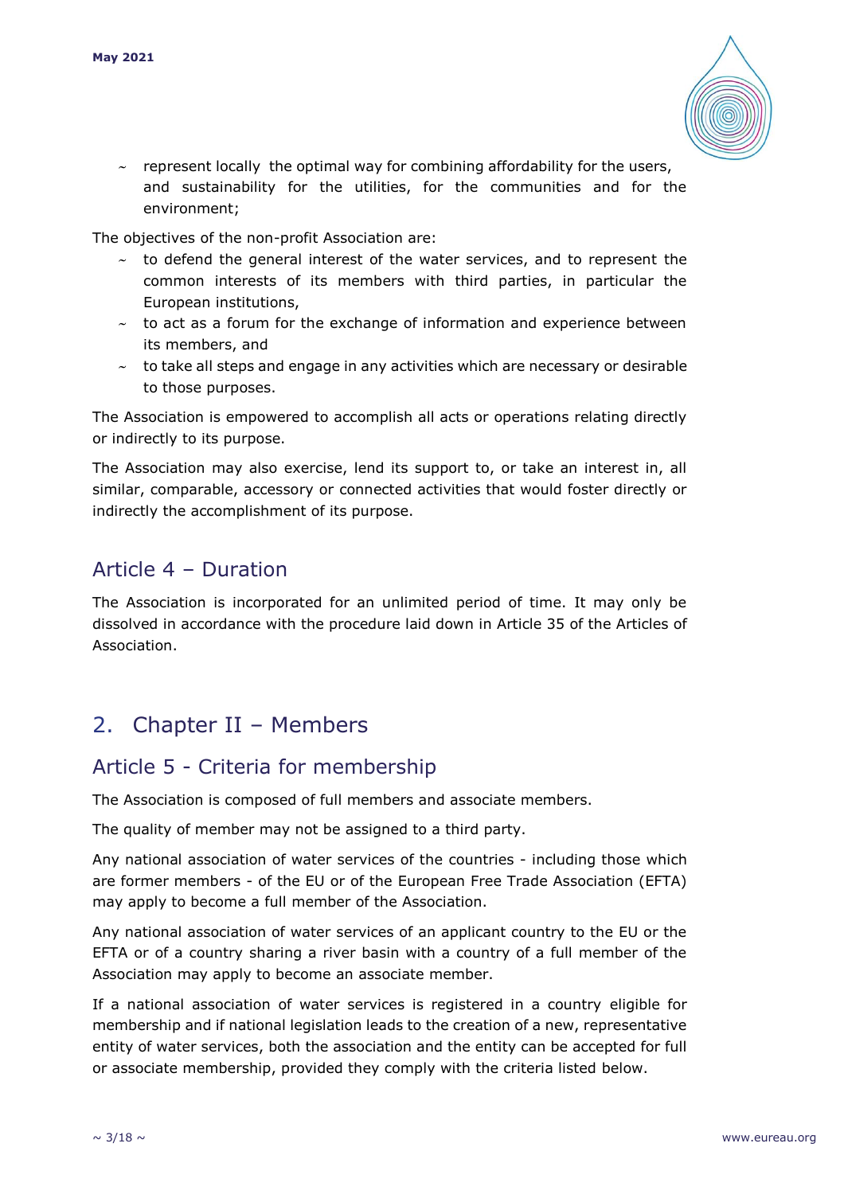- represent locally the optimal way for combining affordability for the users, and sustainability for the utilities, for the communities and for the environment;

The objectives of the non-profit Association are:

- to defend the general interest of the water services, and to represent the common interests of its members with third parties, in particular the European institutions,
- to act as a forum for the exchange of information and experience between its members, and
- to take all steps and engage in any activities which are necessary or desirable to those purposes.

The Association is empowered to accomplish all acts or operations relating directly or indirectly to its purpose.

The Association may also exercise, lend its support to, or take an interest in, all similar, comparable, accessory or connected activities that would foster directly or indirectly the accomplishment of its purpose.

## Article 4 – Duration

The Association is incorporated for an unlimited period of time. It may only be dissolved in accordance with the procedure laid down in Article 35 of the Articles of Association.

# 2. Chapter II – Members

## Article 5 - Criteria for membership

The Association is composed of full members and associate members.

The quality of member may not be assigned to a third party.

Any national association of water services of the countries - including those which are former members - of the EU or of the European Free Trade Association (EFTA) may apply to become a full member of the Association.

Any national association of water services of an applicant country to the EU or the EFTA or of a country sharing a river basin with a country of a full member of the Association may apply to become an associate member.

If a national association of water services is registered in a country eligible for membership and if national legislation leads to the creation of a new, representative entity of water services, both the association and the entity can be accepted for full or associate membership, provided they comply with the criteria listed below.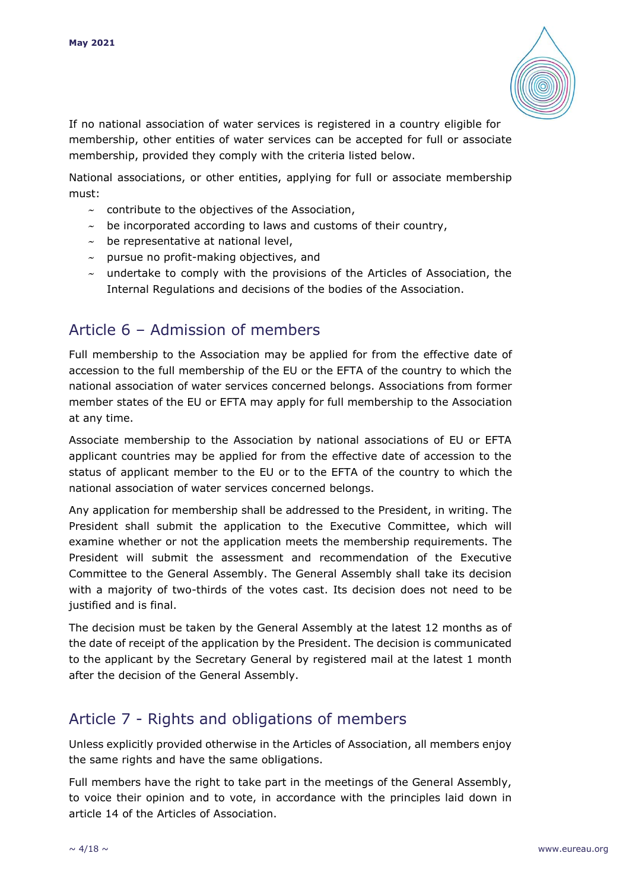If no national association of water services is registered in a country eligible for membership, other entities of water services can be accepted for full or associate membership, provided they comply with the criteria listed below.

National associations, or other entities, applying for full or associate membership must:

- contribute to the objectives of the Association,
- be incorporated according to laws and customs of their country,
- be representative at national level,
- pursue no profit-making objectives, and
- undertake to comply with the provisions of the Articles of Association, the Internal Regulations and decisions of the bodies of the Association.

## Article 6 – Admission of members

Full membership to the Association may be applied for from the effective date of accession to the full membership of the EU or the EFTA of the country to which the national association of water services concerned belongs. Associations from former member states of the EU or EFTA may apply for full membership to the Association at any time.

Associate membership to the Association by national associations of EU or EFTA applicant countries may be applied for from the effective date of accession to the status of applicant member to the EU or to the EFTA of the country to which the national association of water services concerned belongs.

Any application for membership shall be addressed to the President, in writing. The President shall submit the application to the Executive Committee, which will examine whether or not the application meets the membership requirements. The President will submit the assessment and recommendation of the Executive Committee to the General Assembly. The General Assembly shall take its decision with a majority of two-thirds of the votes cast. Its decision does not need to be justified and is final.

The decision must be taken by the General Assembly at the latest 12 months as of the date of receipt of the application by the President. The decision is communicated to the applicant by the Secretary General by registered mail at the latest 1 month after the decision of the General Assembly.

## Article 7 - Rights and obligations of members

Unless explicitly provided otherwise in the Articles of Association, all members enjoy the same rights and have the same obligations.

Full members have the right to take part in the meetings of the General Assembly, to voice their opinion and to vote, in accordance with the principles laid down in article 14 of the Articles of Association.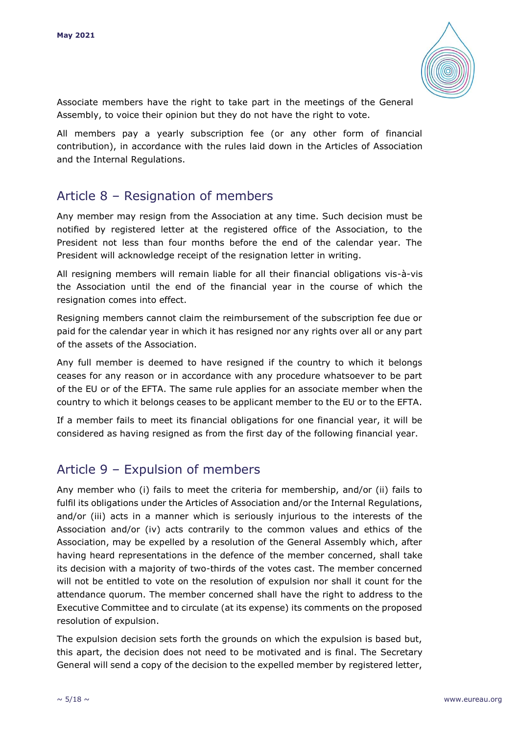Associate members have the right to take part in the meetings of the General Assembly, to voice their opinion but they do not have the right to vote.

All members pay a yearly subscription fee (or any other form of financial contribution), in accordance with the rules laid down in the Articles of Association and the Internal Regulations.

## Article 8 – Resignation of members

Any member may resign from the Association at any time. Such decision must be notified by registered letter at the registered office of the Association, to the President not less than four months before the end of the calendar year. The President will acknowledge receipt of the resignation letter in writing.

All resigning members will remain liable for all their financial obligations vis-à-vis the Association until the end of the financial year in the course of which the resignation comes into effect.

Resigning members cannot claim the reimbursement of the subscription fee due or paid for the calendar year in which it has resigned nor any rights over all or any part of the assets of the Association.

Any full member is deemed to have resigned if the country to which it belongs ceases for any reason or in accordance with any procedure whatsoever to be part of the EU or of the EFTA. The same rule applies for an associate member when the country to which it belongs ceases to be applicant member to the EU or to the EFTA.

If a member fails to meet its financial obligations for one financial year, it will be considered as having resigned as from the first day of the following financial year.

## Article 9 – Expulsion of members

Any member who (i) fails to meet the criteria for membership, and/or (ii) fails to fulfil its obligations under the Articles of Association and/or the Internal Regulations, and/or (iii) acts in a manner which is seriously injurious to the interests of the Association and/or (iv) acts contrarily to the common values and ethics of the Association, may be expelled by a resolution of the General Assembly which, after having heard representations in the defence of the member concerned, shall take its decision with a majority of two-thirds of the votes cast. The member concerned will not be entitled to vote on the resolution of expulsion nor shall it count for the attendance quorum. The member concerned shall have the right to address to the Executive Committee and to circulate (at its expense) its comments on the proposed resolution of expulsion.

The expulsion decision sets forth the grounds on which the expulsion is based but, this apart, the decision does not need to be motivated and is final. The Secretary General will send a copy of the decision to the expelled member by registered letter,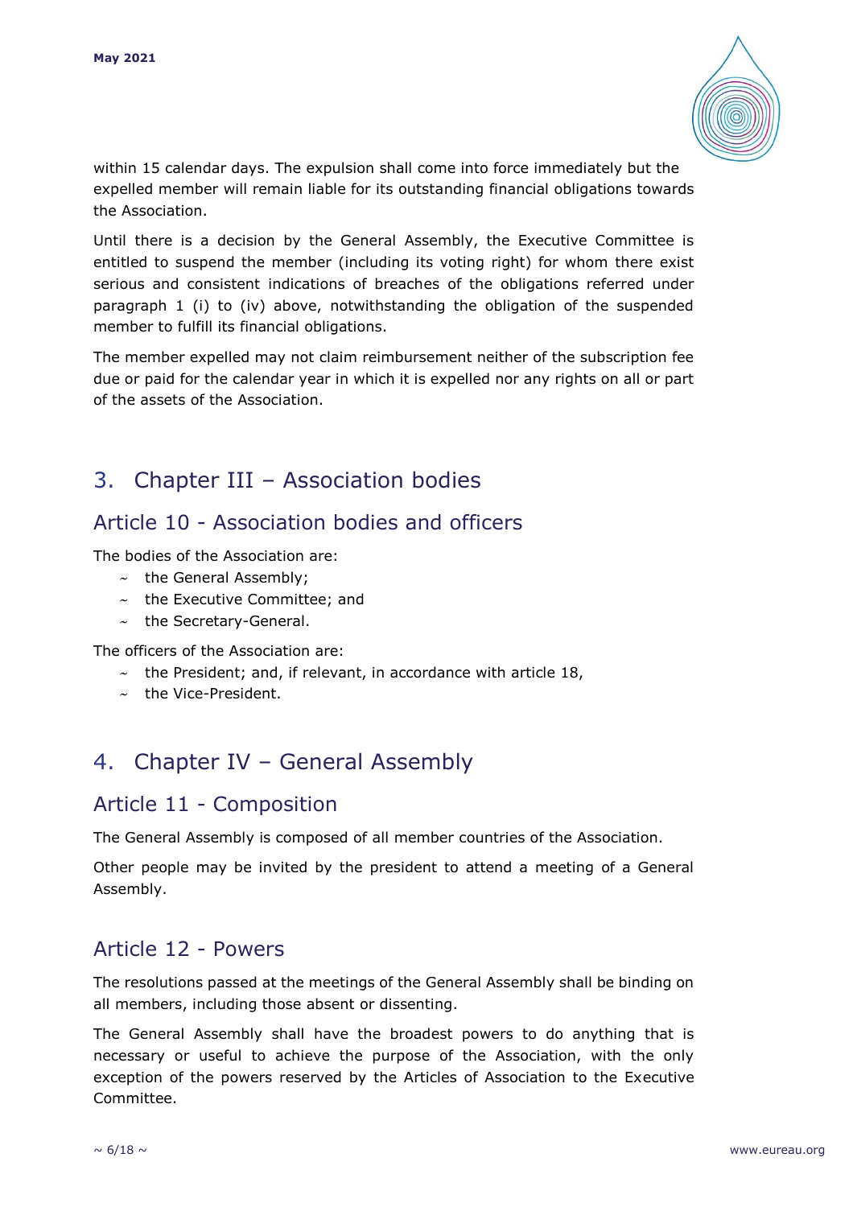within 15 calendar days. The expulsion shall come into force immediately but the expelled member will remain liable for its outstanding financial obligations towards the Association.

Until there is a decision by the General Assembly, the Executive Committee is entitled to suspend the member (including its voting right) for whom there exist serious and consistent indications of breaches of the obligations referred under paragraph 1 (i) to (iv) above, notwithstanding the obligation of the suspended member to fulfill its financial obligations.

The member expelled may not claim reimbursement neither of the subscription fee due or paid for the calendar year in which it is expelled nor any rights on all or part of the assets of the Association.

# 3. Chapter III – Association bodies

## Article 10 - Association bodies and officers

The bodies of the Association are:

- the General Assembly;
- the Executive Committee; and
- the Secretary-General.

The officers of the Association are:

- the President; and, if relevant, in accordance with article 18,
- the Vice-President.

# 4. Chapter IV – General Assembly

## Article 11 - Composition

The General Assembly is composed of all member countries of the Association.

Other people may be invited by the president to attend a meeting of a General Assembly.

## Article 12 - Powers

The resolutions passed at the meetings of the General Assembly shall be binding on all members, including those absent or dissenting.

The General Assembly shall have the broadest powers to do anything that is necessary or useful to achieve the purpose of the Association, with the only exception of the powers reserved by the Articles of Association to the Executive Committee.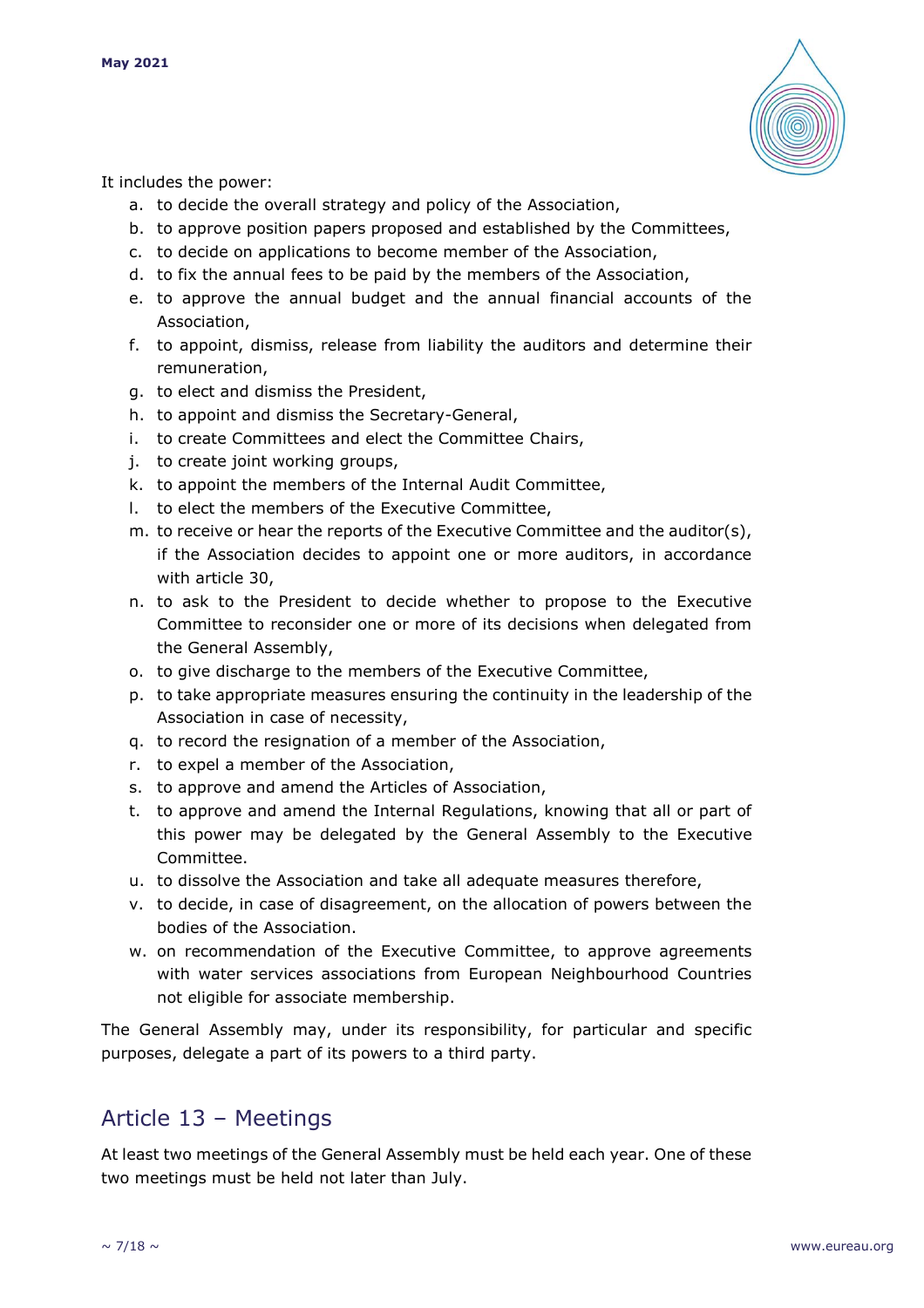It includes the power:

a. to decide the overall strategy and policy of the Association,
b. to approve position papers proposed and established by the Committees,
c. to decide on applications to become member of the Association,
d. to fix the annual fees to be paid by the members of the Association,
e. to approve the annual budget and the annual financial accounts of the Association,
f. to appoint, dismiss, release from liability the auditors and determine their remuneration,
g. to elect and dismiss the President,
h. to appoint and dismiss the Secretary-General,
i. to create Committees and elect the Committee Chairs,
j. to create joint working groups,
k. to appoint the members of the Internal Audit Committee,
l. to elect the members of the Executive Committee,
m. to receive or hear the reports of the Executive Committee and the auditor(s), if the Association decides to appoint one or more auditors, in accordance with article 30,
n. to ask to the President to decide whether to propose to the Executive Committee to reconsider one or more of its decisions when delegated from the General Assembly,
o. to give discharge to the members of the Executive Committee,
p. to take appropriate measures ensuring the continuity in the leadership of the Association in case of necessity,
q. to record the resignation of a member of the Association,
r. to expel a member of the Association,
s. to approve and amend the Articles of Association,
t. to approve and amend the Internal Regulations, knowing that all or part of this power may be delegated by the General Assembly to the Executive Committee.
u. to dissolve the Association and take all adequate measures therefore,
v. to decide, in case of disagreement, on the allocation of powers between the bodies of the Association.
w. on recommendation of the Executive Committee, to approve agreements with water services associations from European Neighbourhood Countries not eligible for associate membership.

The General Assembly may, under its responsibility, for particular and specific purposes, delegate a part of its powers to a third party.

## Article 13 – Meetings

At least two meetings of the General Assembly must be held each year. One of these two meetings must be held not later than July.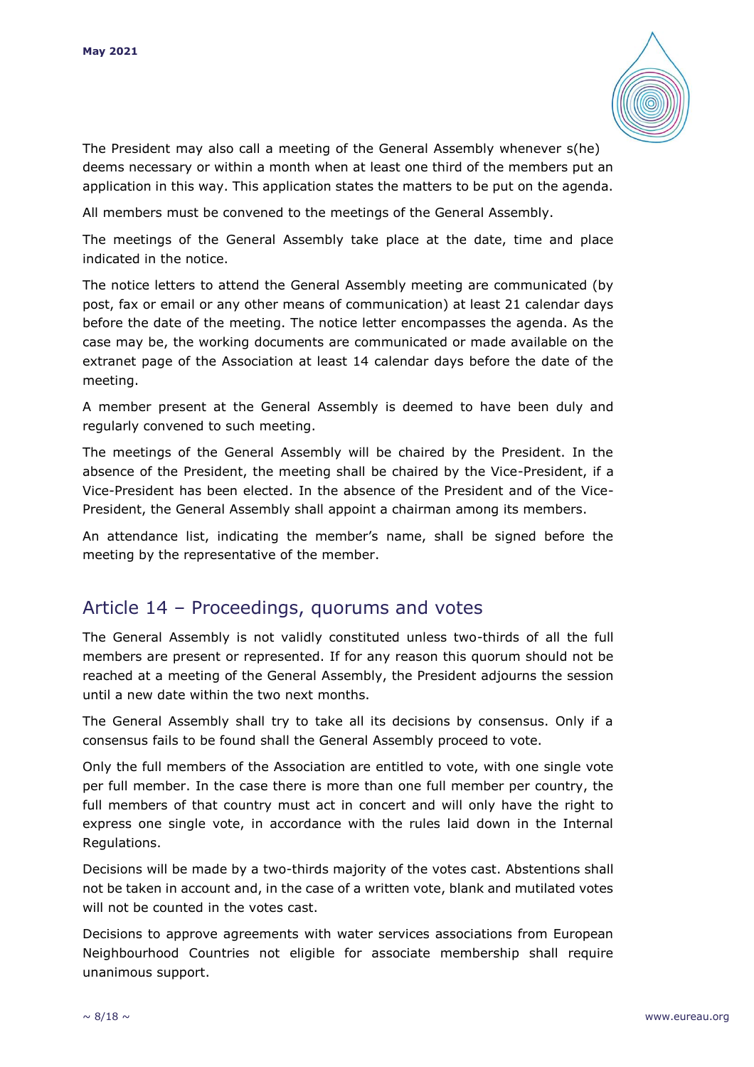The President may also call a meeting of the General Assembly whenever s(he) deems necessary or within a month when at least one third of the members put an application in this way. This application states the matters to be put on the agenda.

All members must be convened to the meetings of the General Assembly.

The meetings of the General Assembly take place at the date, time and place indicated in the notice.

The notice letters to attend the General Assembly meeting are communicated (by post, fax or email or any other means of communication) at least 21 calendar days before the date of the meeting. The notice letter encompasses the agenda. As the case may be, the working documents are communicated or made available on the extranet page of the Association at least 14 calendar days before the date of the meeting.

A member present at the General Assembly is deemed to have been duly and regularly convened to such meeting.

The meetings of the General Assembly will be chaired by the President. In the absence of the President, the meeting shall be chaired by the Vice-President, if a Vice-President has been elected. In the absence of the President and of the Vice-President, the General Assembly shall appoint a chairman among its members.

An attendance list, indicating the member's name, shall be signed before the meeting by the representative of the member.

## Article 14 – Proceedings, quorums and votes

The General Assembly is not validly constituted unless two-thirds of all the full members are present or represented. If for any reason this quorum should not be reached at a meeting of the General Assembly, the President adjourns the session until a new date within the two next months.

The General Assembly shall try to take all its decisions by consensus. Only if a consensus fails to be found shall the General Assembly proceed to vote.

Only the full members of the Association are entitled to vote, with one single vote per full member. In the case there is more than one full member per country, the full members of that country must act in concert and will only have the right to express one single vote, in accordance with the rules laid down in the Internal Regulations.

Decisions will be made by a two-thirds majority of the votes cast. Abstentions shall not be taken in account and, in the case of a written vote, blank and mutilated votes will not be counted in the votes cast.

Decisions to approve agreements with water services associations from European Neighbourhood Countries not eligible for associate membership shall require unanimous support.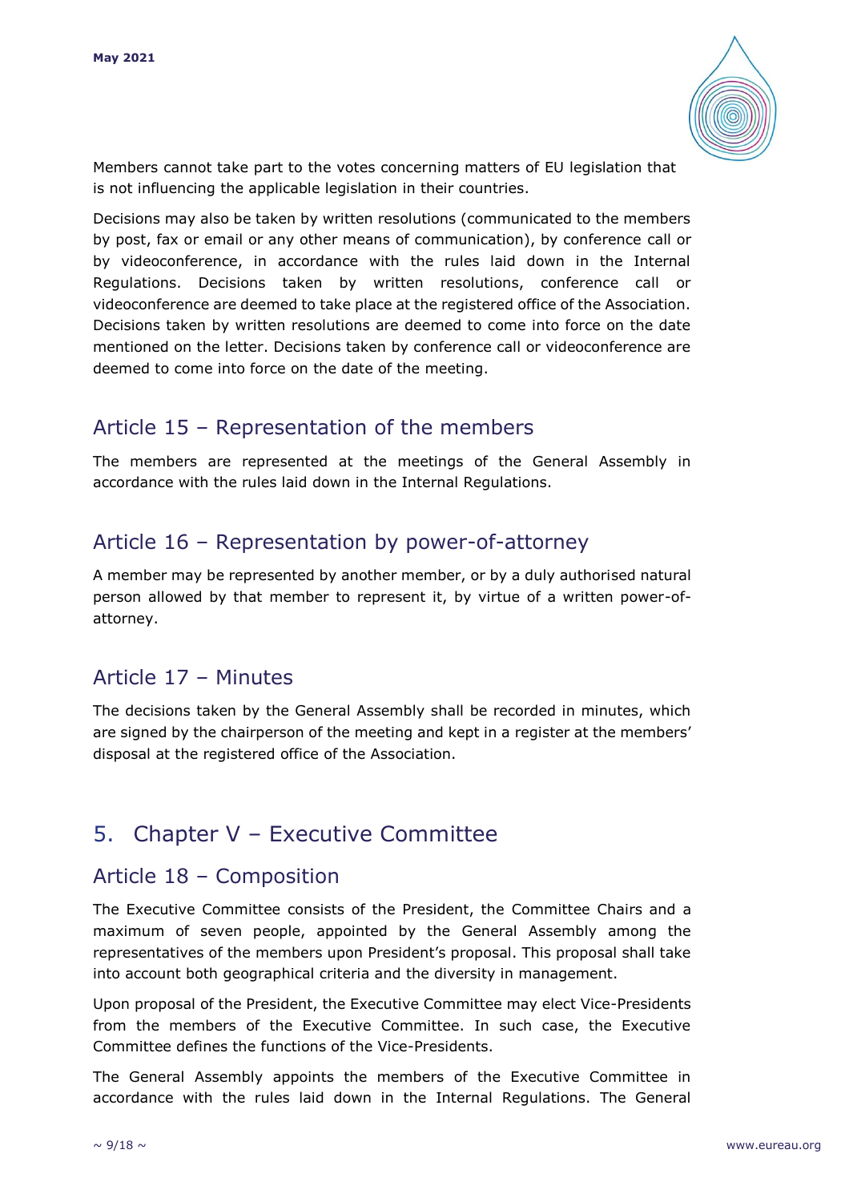Members cannot take part to the votes concerning matters of EU legislation that is not influencing the applicable legislation in their countries.

Decisions may also be taken by written resolutions (communicated to the members by post, fax or email or any other means of communication), by conference call or by videoconference, in accordance with the rules laid down in the Internal Regulations. Decisions taken by written resolutions, conference call or videoconference are deemed to take place at the registered office of the Association. Decisions taken by written resolutions are deemed to come into force on the date mentioned on the letter. Decisions taken by conference call or videoconference are deemed to come into force on the date of the meeting.

## Article 15 – Representation of the members

The members are represented at the meetings of the General Assembly in accordance with the rules laid down in the Internal Regulations.

## Article 16 – Representation by power-of-attorney

A member may be represented by another member, or by a duly authorised natural person allowed by that member to represent it, by virtue of a written power-of-attorney.

## Article 17 – Minutes

The decisions taken by the General Assembly shall be recorded in minutes, which are signed by the chairperson of the meeting and kept in a register at the members' disposal at the registered office of the Association.

# 5. Chapter V – Executive Committee

## Article 18 – Composition

The Executive Committee consists of the President, the Committee Chairs and a maximum of seven people, appointed by the General Assembly among the representatives of the members upon President's proposal. This proposal shall take into account both geographical criteria and the diversity in management.

Upon proposal of the President, the Executive Committee may elect Vice-Presidents from the members of the Executive Committee. In such case, the Executive Committee defines the functions of the Vice-Presidents.

The General Assembly appoints the members of the Executive Committee in accordance with the rules laid down in the Internal Regulations. The General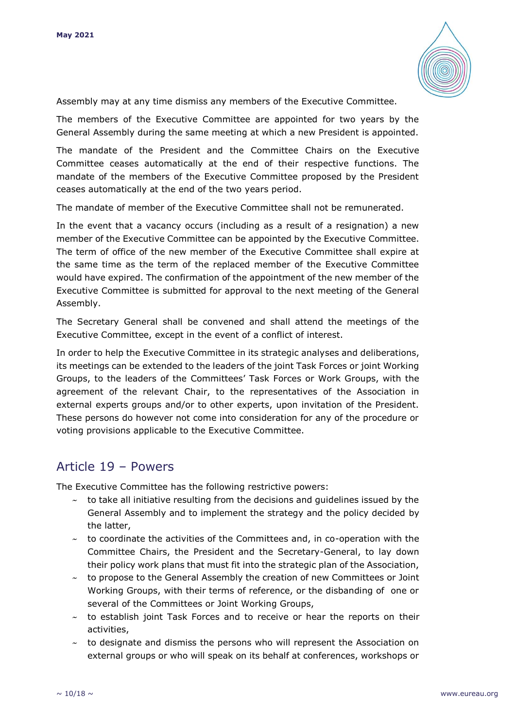Assembly may at any time dismiss any members of the Executive Committee.

The members of the Executive Committee are appointed for two years by the General Assembly during the same meeting at which a new President is appointed.

The mandate of the President and the Committee Chairs on the Executive Committee ceases automatically at the end of their respective functions. The mandate of the members of the Executive Committee proposed by the President ceases automatically at the end of the two years period.

The mandate of member of the Executive Committee shall not be remunerated.

In the event that a vacancy occurs (including as a result of a resignation) a new member of the Executive Committee can be appointed by the Executive Committee. The term of office of the new member of the Executive Committee shall expire at the same time as the term of the replaced member of the Executive Committee would have expired. The confirmation of the appointment of the new member of the Executive Committee is submitted for approval to the next meeting of the General Assembly.

The Secretary General shall be convened and shall attend the meetings of the Executive Committee, except in the event of a conflict of interest.

In order to help the Executive Committee in its strategic analyses and deliberations, its meetings can be extended to the leaders of the joint Task Forces or joint Working Groups, to the leaders of the Committees' Task Forces or Work Groups, with the agreement of the relevant Chair, to the representatives of the Association in external experts groups and/or to other experts, upon invitation of the President. These persons do however not come into consideration for any of the procedure or voting provisions applicable to the Executive Committee.

## Article 19 – Powers

The Executive Committee has the following restrictive powers:

- to take all initiative resulting from the decisions and guidelines issued by the General Assembly and to implement the strategy and the policy decided by the latter,
- to coordinate the activities of the Committees and, in co-operation with the Committee Chairs, the President and the Secretary-General, to lay down their policy work plans that must fit into the strategic plan of the Association,
- to propose to the General Assembly the creation of new Committees or Joint Working Groups, with their terms of reference, or the disbanding of one or several of the Committees or Joint Working Groups,
- to establish joint Task Forces and to receive or hear the reports on their activities,
- to designate and dismiss the persons who will represent the Association on external groups or who will speak on its behalf at conferences, workshops or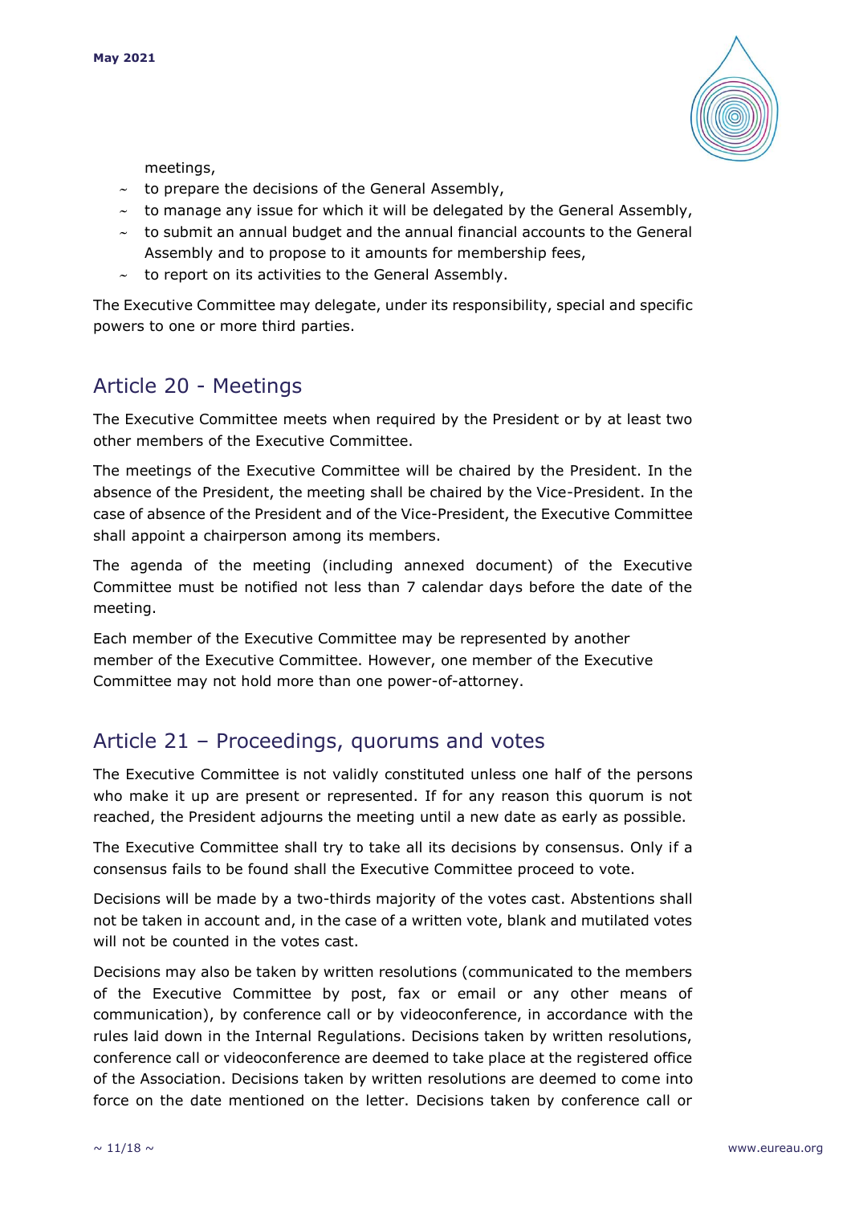meetings,

- to prepare the decisions of the General Assembly,
- to manage any issue for which it will be delegated by the General Assembly,
- to submit an annual budget and the annual financial accounts to the General Assembly and to propose to it amounts for membership fees,
- to report on its activities to the General Assembly.

The Executive Committee may delegate, under its responsibility, special and specific powers to one or more third parties.

## Article 20 - Meetings

The Executive Committee meets when required by the President or by at least two other members of the Executive Committee.

The meetings of the Executive Committee will be chaired by the President. In the absence of the President, the meeting shall be chaired by the Vice-President. In the case of absence of the President and of the Vice-President, the Executive Committee shall appoint a chairperson among its members.

The agenda of the meeting (including annexed document) of the Executive Committee must be notified not less than 7 calendar days before the date of the meeting.

Each member of the Executive Committee may be represented by another member of the Executive Committee. However, one member of the Executive Committee may not hold more than one power-of-attorney.

## Article 21 – Proceedings, quorums and votes

The Executive Committee is not validly constituted unless one half of the persons who make it up are present or represented. If for any reason this quorum is not reached, the President adjourns the meeting until a new date as early as possible.

The Executive Committee shall try to take all its decisions by consensus. Only if a consensus fails to be found shall the Executive Committee proceed to vote.

Decisions will be made by a two-thirds majority of the votes cast. Abstentions shall not be taken in account and, in the case of a written vote, blank and mutilated votes will not be counted in the votes cast.

Decisions may also be taken by written resolutions (communicated to the members of the Executive Committee by post, fax or email or any other means of communication), by conference call or by videoconference, in accordance with the rules laid down in the Internal Regulations. Decisions taken by written resolutions, conference call or videoconference are deemed to take place at the registered office of the Association. Decisions taken by written resolutions are deemed to come into force on the date mentioned on the letter. Decisions taken by conference call or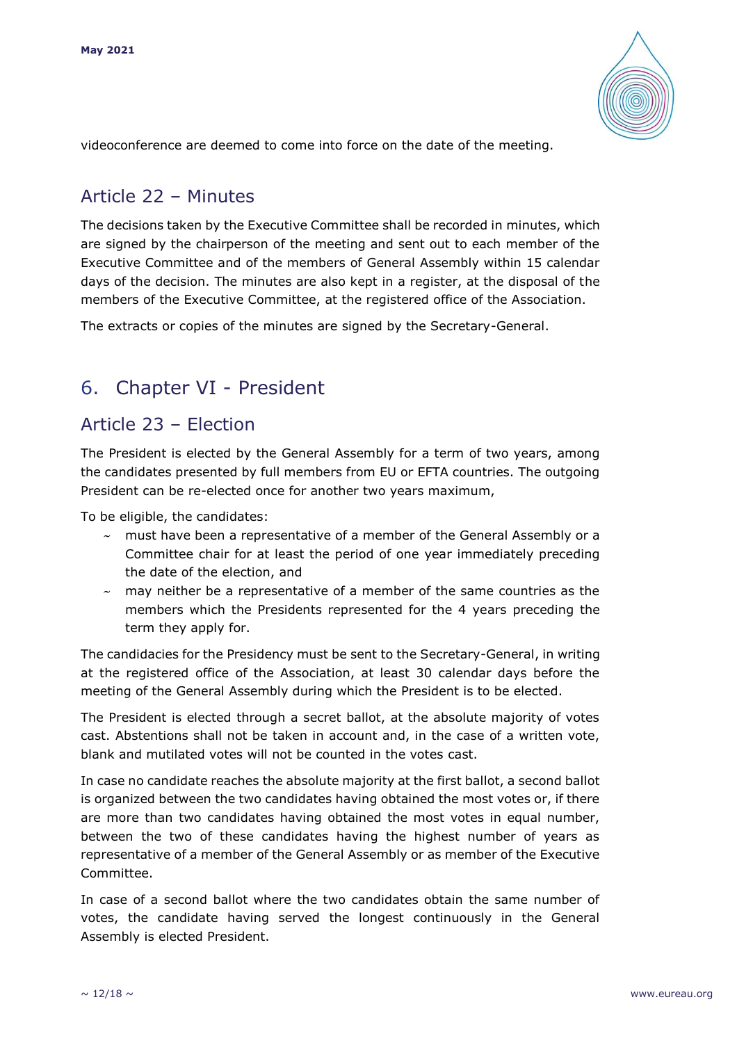videoconference are deemed to come into force on the date of the meeting.

## Article 22 – Minutes

The decisions taken by the Executive Committee shall be recorded in minutes, which are signed by the chairperson of the meeting and sent out to each member of the Executive Committee and of the members of General Assembly within 15 calendar days of the decision. The minutes are also kept in a register, at the disposal of the members of the Executive Committee, at the registered office of the Association.

The extracts or copies of the minutes are signed by the Secretary-General.

# 6. Chapter VI - President

## Article 23 – Election

The President is elected by the General Assembly for a term of two years, among the candidates presented by full members from EU or EFTA countries. The outgoing President can be re-elected once for another two years maximum,

To be eligible, the candidates:

- must have been a representative of a member of the General Assembly or a Committee chair for at least the period of one year immediately preceding the date of the election, and
- may neither be a representative of a member of the same countries as the members which the Presidents represented for the 4 years preceding the term they apply for.

The candidacies for the Presidency must be sent to the Secretary-General, in writing at the registered office of the Association, at least 30 calendar days before the meeting of the General Assembly during which the President is to be elected.

The President is elected through a secret ballot, at the absolute majority of votes cast. Abstentions shall not be taken in account and, in the case of a written vote, blank and mutilated votes will not be counted in the votes cast.

In case no candidate reaches the absolute majority at the first ballot, a second ballot is organized between the two candidates having obtained the most votes or, if there are more than two candidates having obtained the most votes in equal number, between the two of these candidates having the highest number of years as representative of a member of the General Assembly or as member of the Executive Committee.

In case of a second ballot where the two candidates obtain the same number of votes, the candidate having served the longest continuously in the General Assembly is elected President.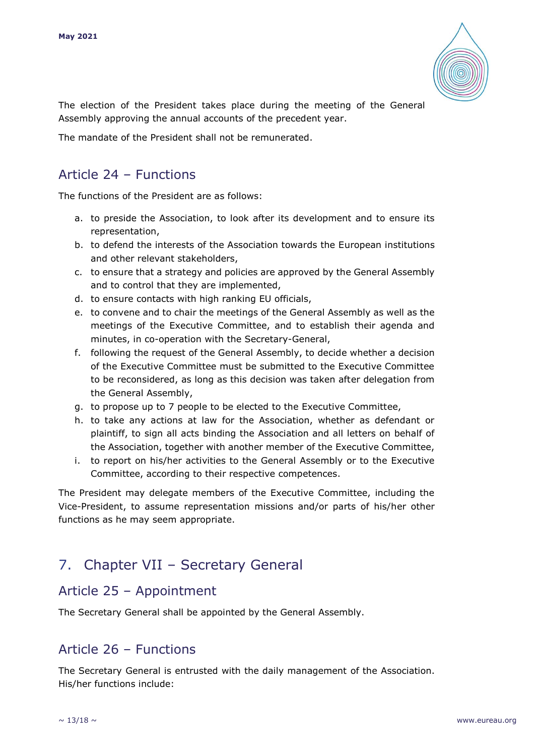The election of the President takes place during the meeting of the General Assembly approving the annual accounts of the precedent year.

The mandate of the President shall not be remunerated.

## Article 24 – Functions

The functions of the President are as follows:

a. to preside the Association, to look after its development and to ensure its representation,
b. to defend the interests of the Association towards the European institutions and other relevant stakeholders,
c. to ensure that a strategy and policies are approved by the General Assembly and to control that they are implemented,
d. to ensure contacts with high ranking EU officials,
e. to convene and to chair the meetings of the General Assembly as well as the meetings of the Executive Committee, and to establish their agenda and minutes, in co-operation with the Secretary-General,
f. following the request of the General Assembly, to decide whether a decision of the Executive Committee must be submitted to the Executive Committee to be reconsidered, as long as this decision was taken after delegation from the General Assembly,
g. to propose up to 7 people to be elected to the Executive Committee,
h. to take any actions at law for the Association, whether as defendant or plaintiff, to sign all acts binding the Association and all letters on behalf of the Association, together with another member of the Executive Committee,
i. to report on his/her activities to the General Assembly or to the Executive Committee, according to their respective competences.

The President may delegate members of the Executive Committee, including the Vice-President, to assume representation missions and/or parts of his/her other functions as he may seem appropriate.

# 7. Chapter VII – Secretary General

## Article 25 – Appointment

The Secretary General shall be appointed by the General Assembly.

## Article 26 – Functions

The Secretary General is entrusted with the daily management of the Association. His/her functions include: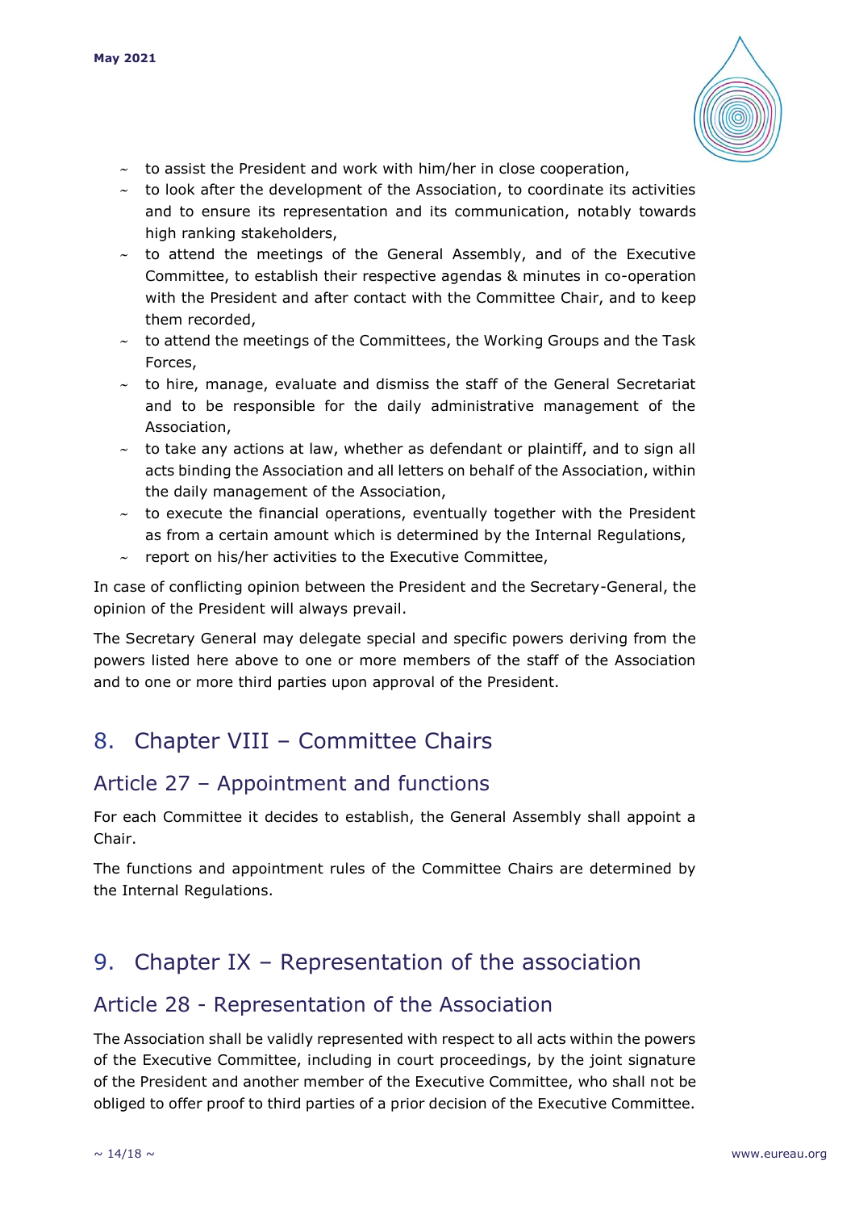- to assist the President and work with him/her in close cooperation,
- to look after the development of the Association, to coordinate its activities and to ensure its representation and its communication, notably towards high ranking stakeholders,
- to attend the meetings of the General Assembly, and of the Executive Committee, to establish their respective agendas & minutes in co-operation with the President and after contact with the Committee Chair, and to keep them recorded,
- to attend the meetings of the Committees, the Working Groups and the Task Forces,
- to hire, manage, evaluate and dismiss the staff of the General Secretariat and to be responsible for the daily administrative management of the Association,
- to take any actions at law, whether as defendant or plaintiff, and to sign all acts binding the Association and all letters on behalf of the Association, within the daily management of the Association,
- to execute the financial operations, eventually together with the President as from a certain amount which is determined by the Internal Regulations,
- report on his/her activities to the Executive Committee,

In case of conflicting opinion between the President and the Secretary-General, the opinion of the President will always prevail.

The Secretary General may delegate special and specific powers deriving from the powers listed here above to one or more members of the staff of the Association and to one or more third parties upon approval of the President.

# 8. Chapter VIII – Committee Chairs

## Article 27 – Appointment and functions

For each Committee it decides to establish, the General Assembly shall appoint a Chair.

The functions and appointment rules of the Committee Chairs are determined by the Internal Regulations.

# 9. Chapter IX – Representation of the association

## Article 28 - Representation of the Association

The Association shall be validly represented with respect to all acts within the powers of the Executive Committee, including in court proceedings, by the joint signature of the President and another member of the Executive Committee, who shall not be obliged to offer proof to third parties of a prior decision of the Executive Committee.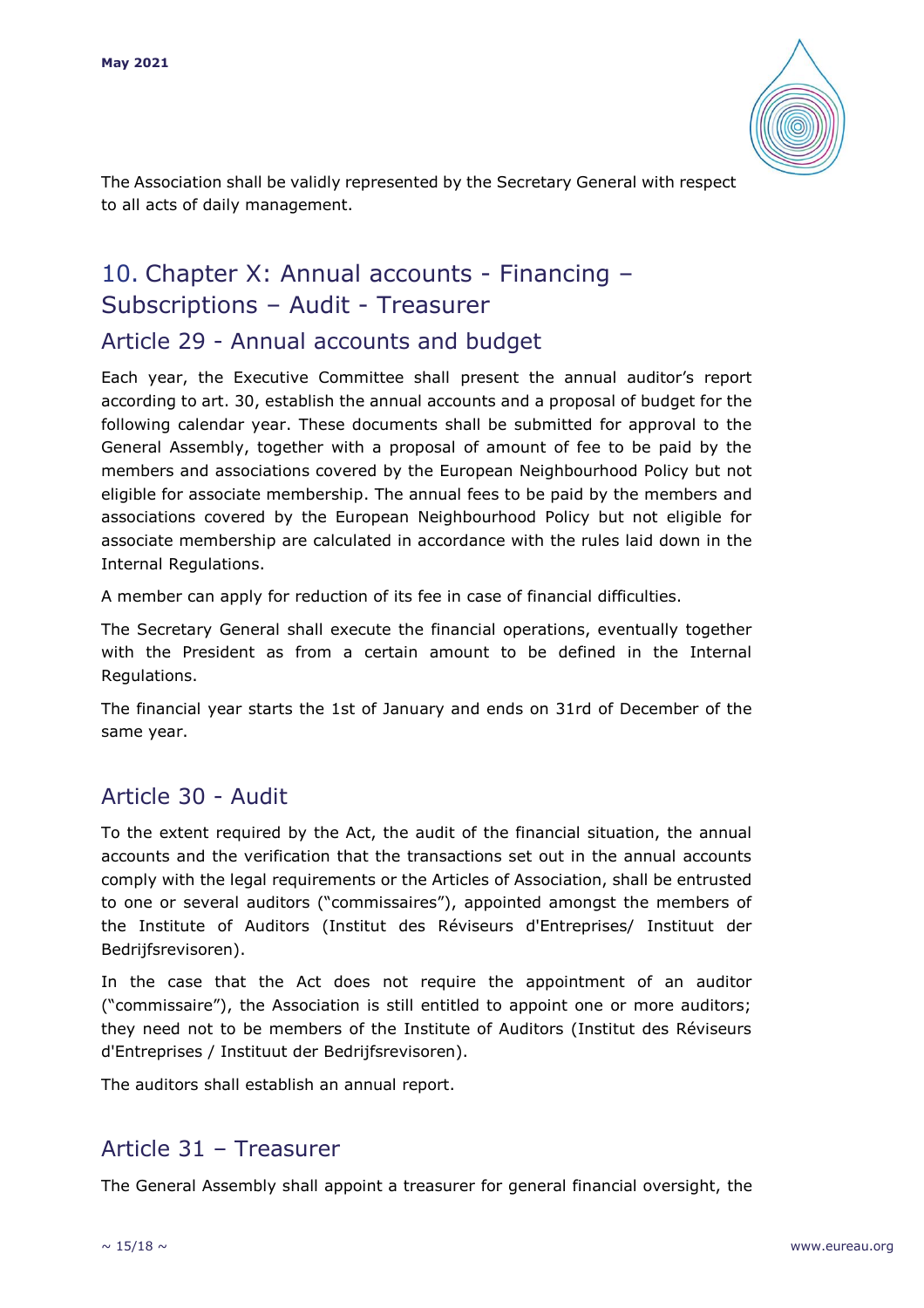The Association shall be validly represented by the Secretary General with respect to all acts of daily management.

# 10. Chapter X: Annual accounts - Financing – Subscriptions – Audit - Treasurer

## Article 29 - Annual accounts and budget

Each year, the Executive Committee shall present the annual auditor's report according to art. 30, establish the annual accounts and a proposal of budget for the following calendar year. These documents shall be submitted for approval to the General Assembly, together with a proposal of amount of fee to be paid by the members and associations covered by the European Neighbourhood Policy but not eligible for associate membership. The annual fees to be paid by the members and associations covered by the European Neighbourhood Policy but not eligible for associate membership are calculated in accordance with the rules laid down in the Internal Regulations.

A member can apply for reduction of its fee in case of financial difficulties.

The Secretary General shall execute the financial operations, eventually together with the President as from a certain amount to be defined in the Internal Regulations.

The financial year starts the 1st of January and ends on 31rd of December of the same year.

## Article 30 - Audit

To the extent required by the Act, the audit of the financial situation, the annual accounts and the verification that the transactions set out in the annual accounts comply with the legal requirements or the Articles of Association, shall be entrusted to one or several auditors ("commissaires"), appointed amongst the members of the Institute of Auditors (Institut des Réviseurs d'Entreprises/ Instituut der Bedrijfsrevisoren).

In the case that the Act does not require the appointment of an auditor ("commissaire"), the Association is still entitled to appoint one or more auditors; they need not to be members of the Institute of Auditors (Institut des Réviseurs d'Entreprises / Instituut der Bedrijfsrevisoren).

The auditors shall establish an annual report.

## Article 31 – Treasurer

The General Assembly shall appoint a treasurer for general financial oversight, the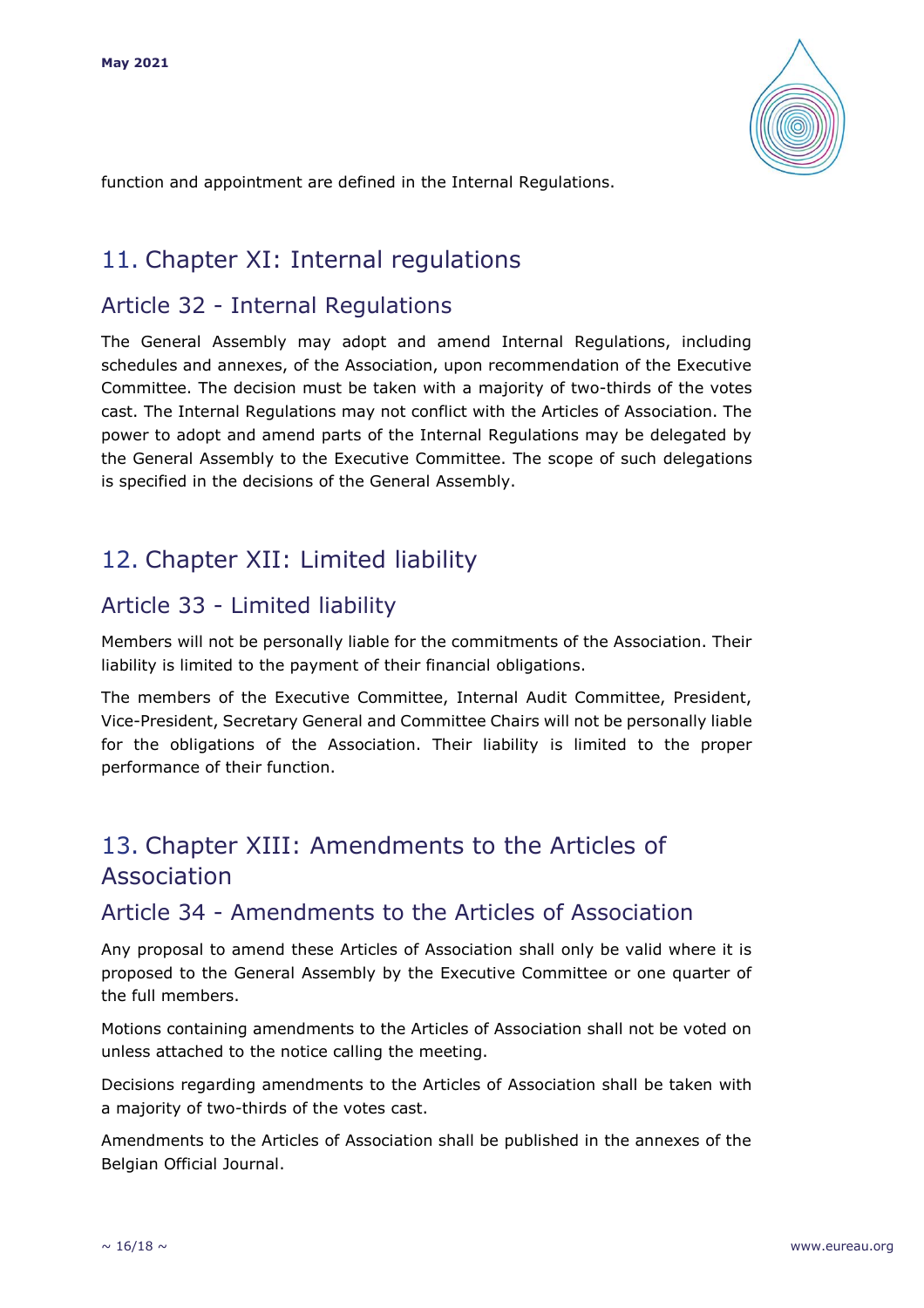function and appointment are defined in the Internal Regulations.

# 11. Chapter XI: Internal regulations

## Article 32 - Internal Regulations

The General Assembly may adopt and amend Internal Regulations, including schedules and annexes, of the Association, upon recommendation of the Executive Committee. The decision must be taken with a majority of two-thirds of the votes cast. The Internal Regulations may not conflict with the Articles of Association. The power to adopt and amend parts of the Internal Regulations may be delegated by the General Assembly to the Executive Committee. The scope of such delegations is specified in the decisions of the General Assembly.

# 12. Chapter XII: Limited liability

## Article 33 - Limited liability

Members will not be personally liable for the commitments of the Association. Their liability is limited to the payment of their financial obligations.

The members of the Executive Committee, Internal Audit Committee, President, Vice-President, Secretary General and Committee Chairs will not be personally liable for the obligations of the Association. Their liability is limited to the proper performance of their function.

# 13. Chapter XIII: Amendments to the Articles of Association

## Article 34 - Amendments to the Articles of Association

Any proposal to amend these Articles of Association shall only be valid where it is proposed to the General Assembly by the Executive Committee or one quarter of the full members.

Motions containing amendments to the Articles of Association shall not be voted on unless attached to the notice calling the meeting.

Decisions regarding amendments to the Articles of Association shall be taken with a majority of two-thirds of the votes cast.

Amendments to the Articles of Association shall be published in the annexes of the Belgian Official Journal.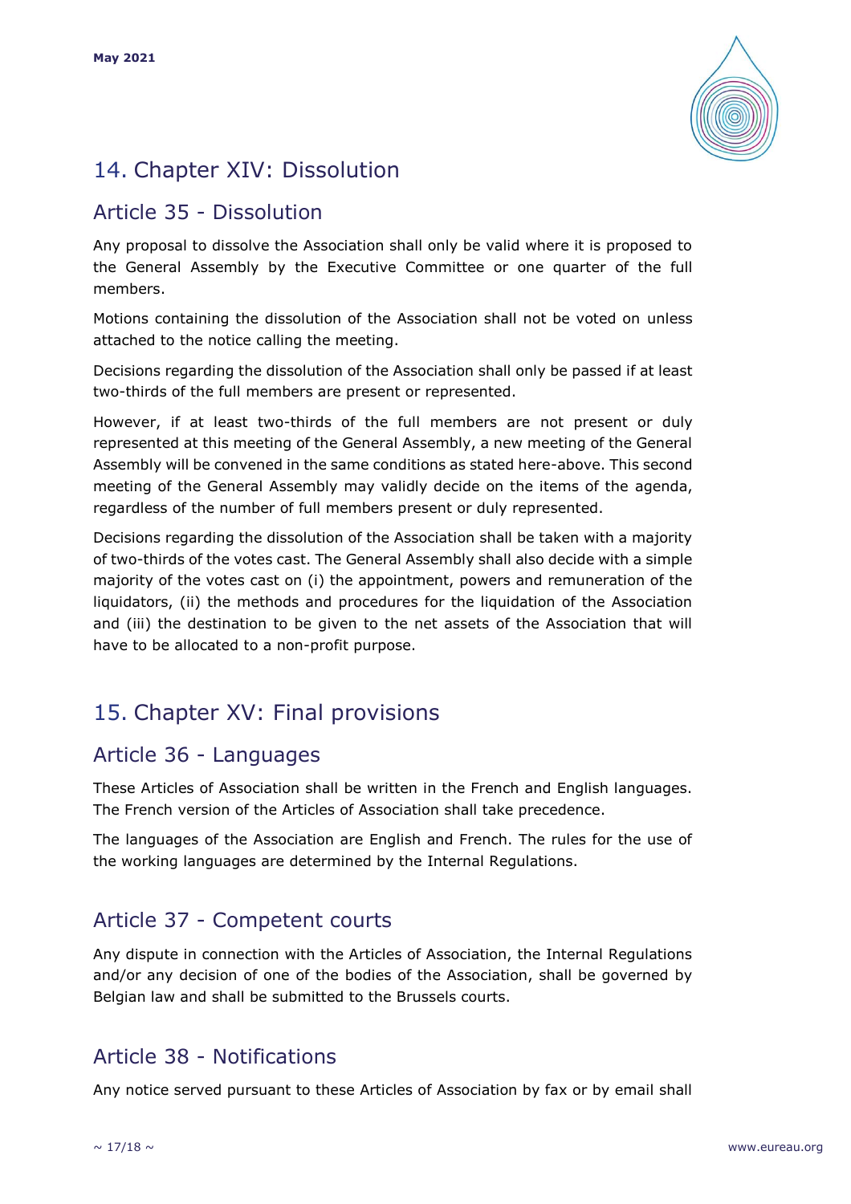## 14. Chapter XIV: Dissolution

### Article 35 - Dissolution

Any proposal to dissolve the Association shall only be valid where it is proposed to the General Assembly by the Executive Committee or one quarter of the full members.

Motions containing the dissolution of the Association shall not be voted on unless attached to the notice calling the meeting.

Decisions regarding the dissolution of the Association shall only be passed if at least two-thirds of the full members are present or represented.

However, if at least two-thirds of the full members are not present or duly represented at this meeting of the General Assembly, a new meeting of the General Assembly will be convened in the same conditions as stated here-above. This second meeting of the General Assembly may validly decide on the items of the agenda, regardless of the number of full members present or duly represented.

Decisions regarding the dissolution of the Association shall be taken with a majority of two-thirds of the votes cast. The General Assembly shall also decide with a simple majority of the votes cast on (i) the appointment, powers and remuneration of the liquidators, (ii) the methods and procedures for the liquidation of the Association and (iii) the destination to be given to the net assets of the Association that will have to be allocated to a non-profit purpose.

## 15. Chapter XV: Final provisions

### Article 36 - Languages

These Articles of Association shall be written in the French and English languages. The French version of the Articles of Association shall take precedence.

The languages of the Association are English and French. The rules for the use of the working languages are determined by the Internal Regulations.

### Article 37 - Competent courts

Any dispute in connection with the Articles of Association, the Internal Regulations and/or any decision of one of the bodies of the Association, shall be governed by Belgian law and shall be submitted to the Brussels courts.

### Article 38 - Notifications

Any notice served pursuant to these Articles of Association by fax or by email shall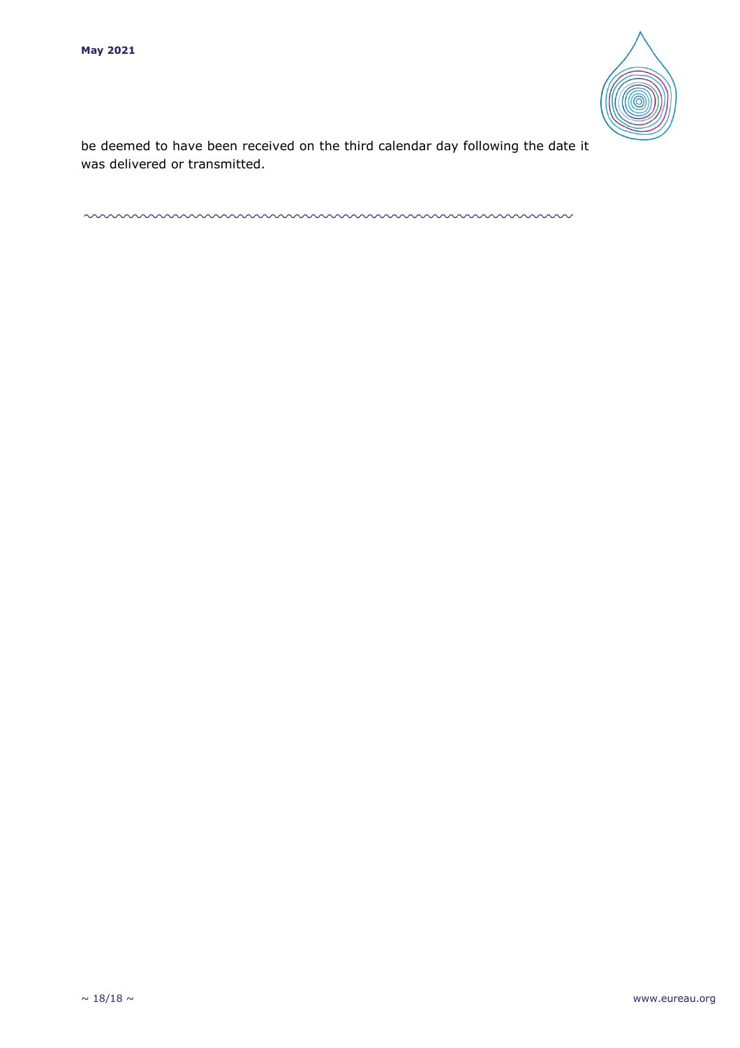be deemed to have been received on the third calendar day following the date it was delivered or transmitted.